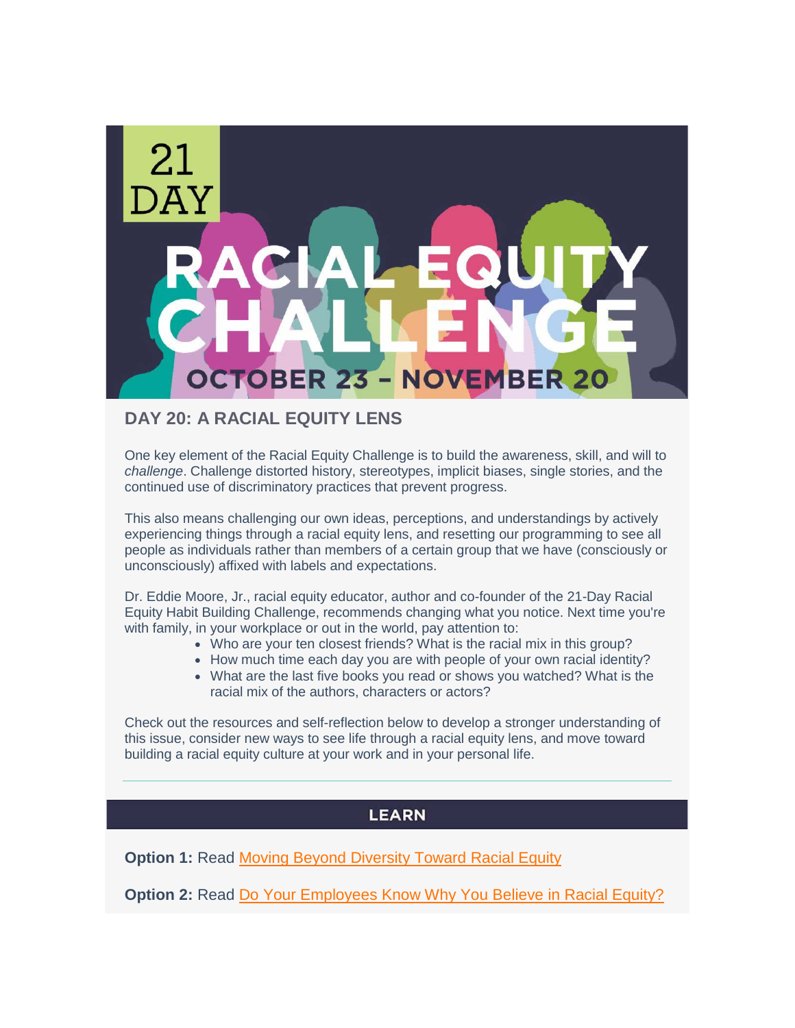# 21 DAY RACIAL EQUITY CHALLENGE

**OCTOBER 23 – NOVEMBER 20**

## DAY 20: A RACIAL EQUITY LENS

One key element of the Racial Equity Challenge is to build the awareness, skill, and will to *challenge*. Challenge distorted history, stereotypes, implicit biases, single stories, and the continued use of discriminatory practices that prevent progress.

This also means challenging our own ideas, perceptions, and understandings by actively experiencing things through a racial equity lens, and resetting our programming to see all people as individuals rather than members of a certain group that we have (consciously or unconsciously) affixed with labels and expectations.

Dr. Eddie Moore, Jr., racial equity educator, author and co-founder of the 21-Day Racial Equity Habit Building Challenge, recommends changing what you notice. Next time you're with family, in your workplace or out in the world, pay attention to:

- Who are your ten closest friends? What is the racial mix in this group?
- How much time each day you are with people of your own racial identity?
- What are the last five books you read or shows you watched? What is the racial mix of the authors, characters or actors?

Check out the resources and self-reflection below to develop a stronger understanding of this issue, consider new ways to see life through a racial equity lens, and move toward building a racial equity culture at your work and in your personal life.

---

## LEARN

**Option 1:** Read Moving Beyond Diversity Toward Racial Equity

**Option 2:** Read Do Your Employees Know Why You Believe in Racial Equity?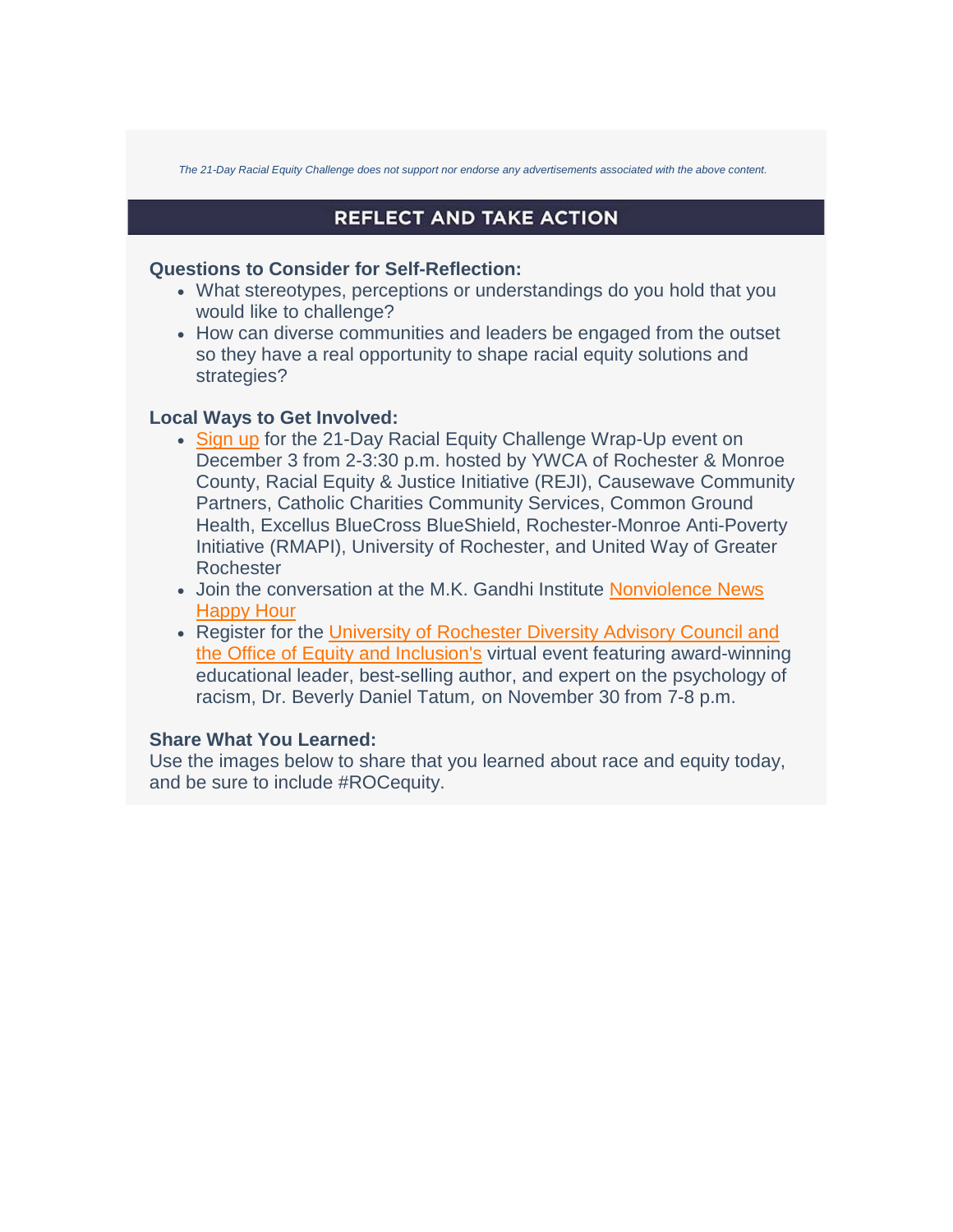*The 21-Day Racial Equity Challenge does not support nor endorse any advertisements associated with the above content.*

## REFLECT AND TAKE ACTION

**Questions to Consider for Self-Reflection:**

- What stereotypes, perceptions or understandings do you hold that you would like to challenge?
- How can diverse communities and leaders be engaged from the outset so they have a real opportunity to shape racial equity solutions and strategies?

**Local Ways to Get Involved:**

- Sign up for the 21-Day Racial Equity Challenge Wrap-Up event on December 3 from 2-3:30 p.m. hosted by YWCA of Rochester & Monroe County, Racial Equity & Justice Initiative (REJI), Causewave Community Partners, Catholic Charities Community Services, Common Ground Health, Excellus BlueCross BlueShield, Rochester-Monroe Anti-Poverty Initiative (RMAPI), University of Rochester, and United Way of Greater Rochester
- Join the conversation at the M.K. Gandhi Institute Nonviolence News Happy Hour
- Register for the University of Rochester Diversity Advisory Council and the Office of Equity and Inclusion's virtual event featuring award-winning educational leader, best-selling author, and expert on the psychology of racism, Dr. Beverly Daniel Tatum, on November 30 from 7-8 p.m.

**Share What You Learned:**

Use the images below to share that you learned about race and equity today, and be sure to include #ROCequity.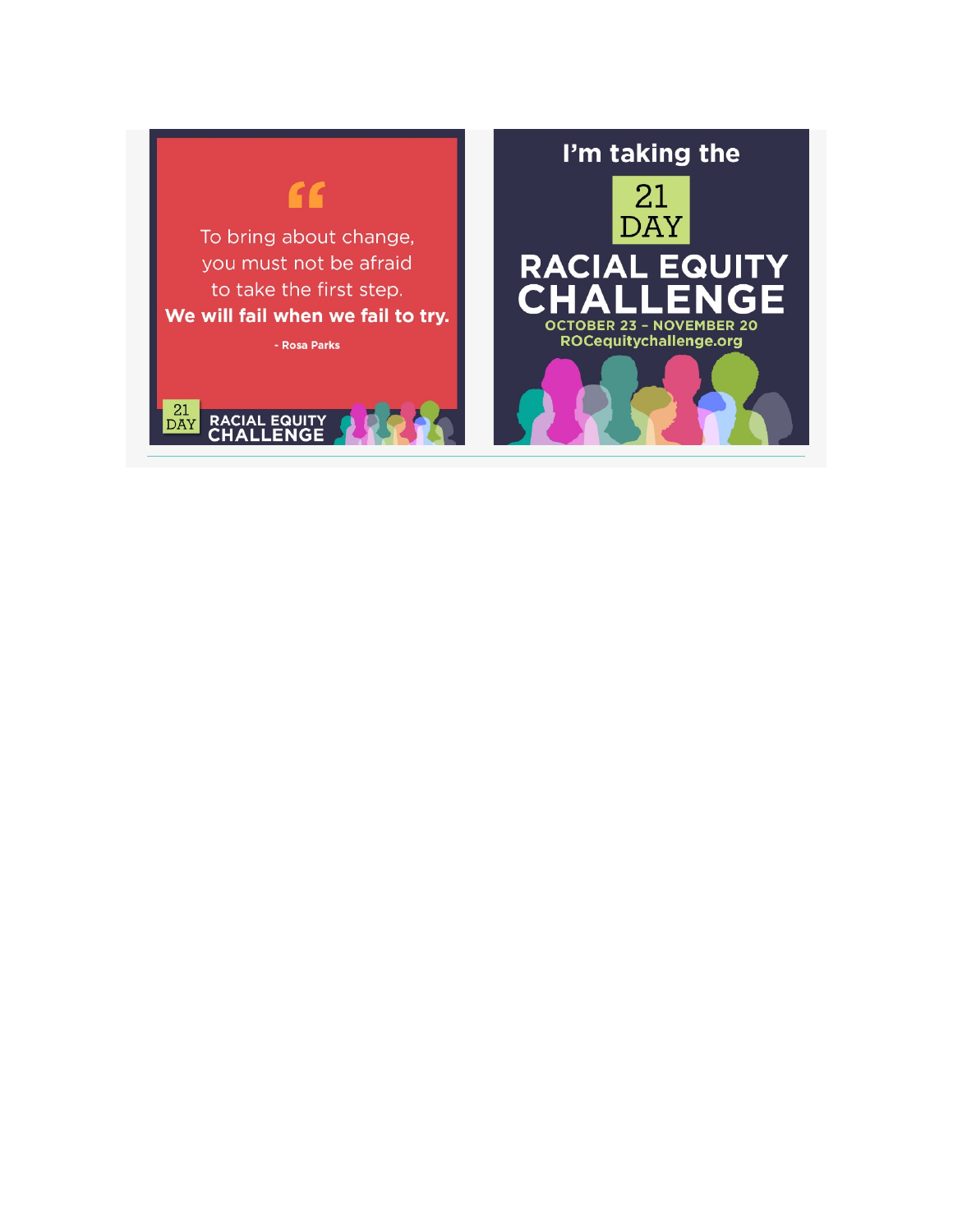"

To bring about change, you must not be afraid to take the first step. **We will fail when we fail to try.**

**- Rosa Parks**

21 DAY RACIAL EQUITY CHALLENGE

I'm taking the

21 DAY

RACIAL EQUITY CHALLENGE

OCTOBER 23 - NOVEMBER 20

ROCequitychallenge.org